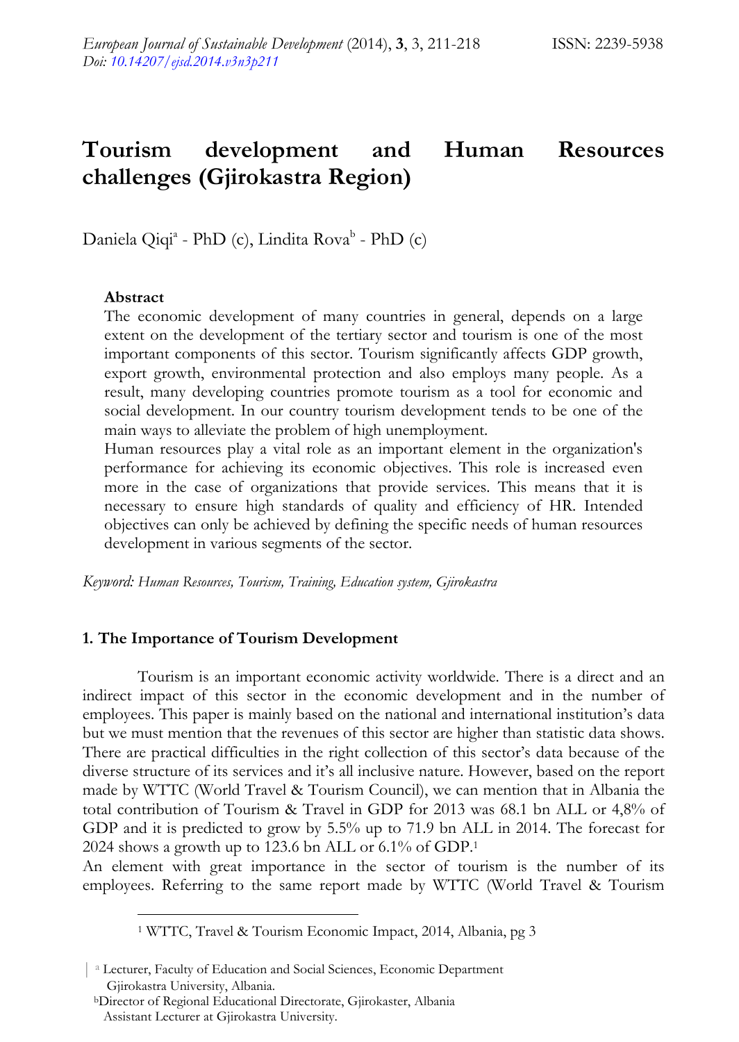# Tourism development and Human Resources challenges (Gjirokastra Region)

Daniela Qiqi[a] - PhD (c), Lindita Rova[b] - PhD (c)

**Abstract**

The economic development of many countries in general, depends on a large extent on the development of the tertiary sector and tourism is one of the most important components of this sector. Tourism significantly affects GDP growth, export growth, environmental protection and also employs many people. As a result, many developing countries promote tourism as a tool for economic and social development. In our country tourism development tends to be one of the main ways to alleviate the problem of high unemployment.

Human resources play a vital role as an important element in the organization's performance for achieving its economic objectives. This role is increased even more in the case of organizations that provide services. This means that it is necessary to ensure high standards of quality and efficiency of HR. Intended objectives can only be achieved by defining the specific needs of human resources development in various segments of the sector.

*Keyword: Human Resources, Tourism, Training, Education system, Gjirokastra*

## 1. The Importance of Tourism Development

Tourism is an important economic activity worldwide. There is a direct and an indirect impact of this sector in the economic development and in the number of employees. This paper is mainly based on the national and international institution's data but we must mention that the revenues of this sector are higher than statistic data shows. There are practical difficulties in the right collection of this sector's data because of the diverse structure of its services and it's all inclusive nature. However, based on the report made by WTTC (World Travel & Tourism Council), we can mention that in Albania the total contribution of Tourism & Travel in GDP for 2013 was 68.1 bn ALL or 4,8% of GDP and it is predicted to grow by 5.5% up to 71.9 bn ALL in 2014. The forecast for 2024 shows a growth up to 123.6 bn ALL or 6.1% of GDP.[1]

An element with great importance in the sector of tourism is the number of its employees. Referring to the same report made by WTTC (World Travel & Tourism

[1] WTTC, Travel & Tourism Economic Impact, 2014, Albania, pg 3

[a] Lecturer, Faculty of Education and Social Sciences, Economic Department Gjirokastra University, Albania.

[b] Director of Regional Educational Directorate, Gjirokaster, Albania Assistant Lecturer at Gjirokastra University.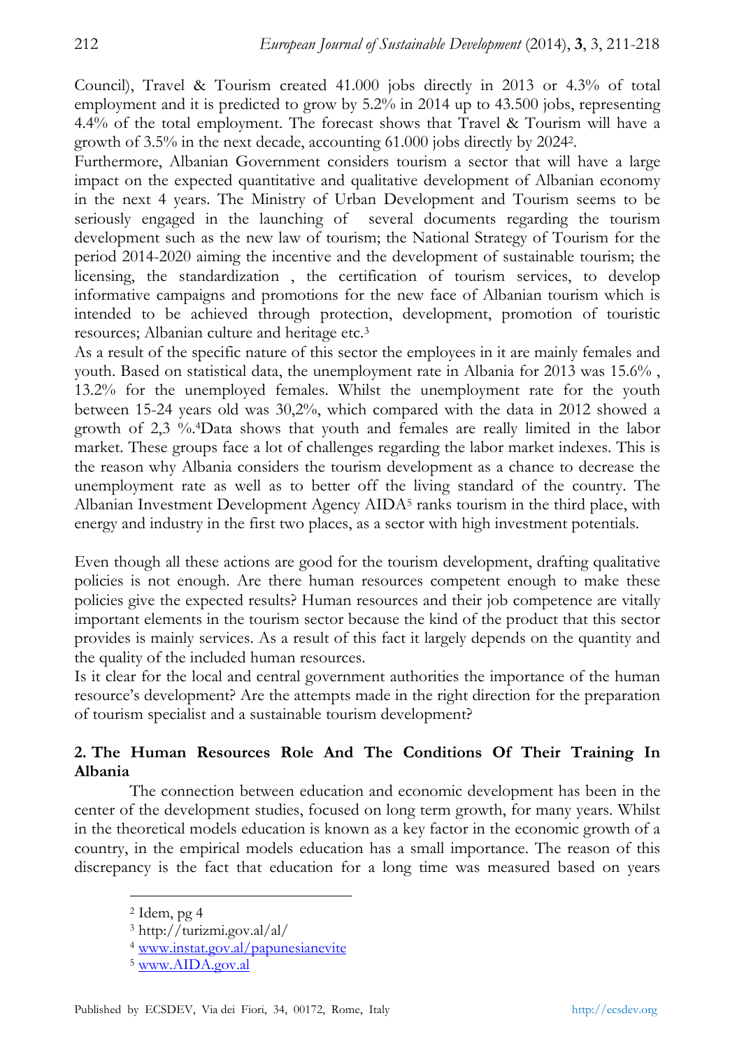Council), Travel & Tourism created 41.000 jobs directly in 2013 or 4.3% of total employment and it is predicted to grow by 5.2% in 2014 up to 43.500 jobs, representing 4.4% of the total employment. The forecast shows that Travel & Tourism will have a growth of 3.5% in the next decade, accounting 61.000 jobs directly by 2024[2].

Furthermore, Albanian Government considers tourism a sector that will have a large impact on the expected quantitative and qualitative development of Albanian economy in the next 4 years. The Ministry of Urban Development and Tourism seems to be seriously engaged in the launching of several documents regarding the tourism development such as the new law of tourism; the National Strategy of Tourism for the period 2014-2020 aiming the incentive and the development of sustainable tourism; the licensing, the standardization , the certification of tourism services, to develop informative campaigns and promotions for the new face of Albanian tourism which is intended to be achieved through protection, development, promotion of touristic resources; Albanian culture and heritage etc.[3]

As a result of the specific nature of this sector the employees in it are mainly females and youth. Based on statistical data, the unemployment rate in Albania for 2013 was 15.6% , 13.2% for the unemployed females. Whilst the unemployment rate for the youth between 15-24 years old was 30,2%, which compared with the data in 2012 showed a growth of 2,3 %.[4]Data shows that youth and females are really limited in the labor market. These groups face a lot of challenges regarding the labor market indexes. This is the reason why Albania considers the tourism development as a chance to decrease the unemployment rate as well as to better off the living standard of the country. The Albanian Investment Development Agency AIDA[5] ranks tourism in the third place, with energy and industry in the first two places, as a sector with high investment potentials.

Even though all these actions are good for the tourism development, drafting qualitative policies is not enough. Are there human resources competent enough to make these policies give the expected results? Human resources and their job competence are vitally important elements in the tourism sector because the kind of the product that this sector provides is mainly services. As a result of this fact it largely depends on the quantity and the quality of the included human resources.

Is it clear for the local and central government authorities the importance of the human resource's development? Are the attempts made in the right direction for the preparation of tourism specialist and a sustainable tourism development?

## 2. The Human Resources Role And The Conditions Of Their Training In Albania

The connection between education and economic development has been in the center of the development studies, focused on long term growth, for many years. Whilst in the theoretical models education is known as a key factor in the economic growth of a country, in the empirical models education has a small importance. The reason of this discrepancy is the fact that education for a long time was measured based on years

---

[2] Idem, pg 4

[3] http://turizmi.gov.al/al/

[4] www.instat.gov.al/papunesianevite

[5] www.AIDA.gov.al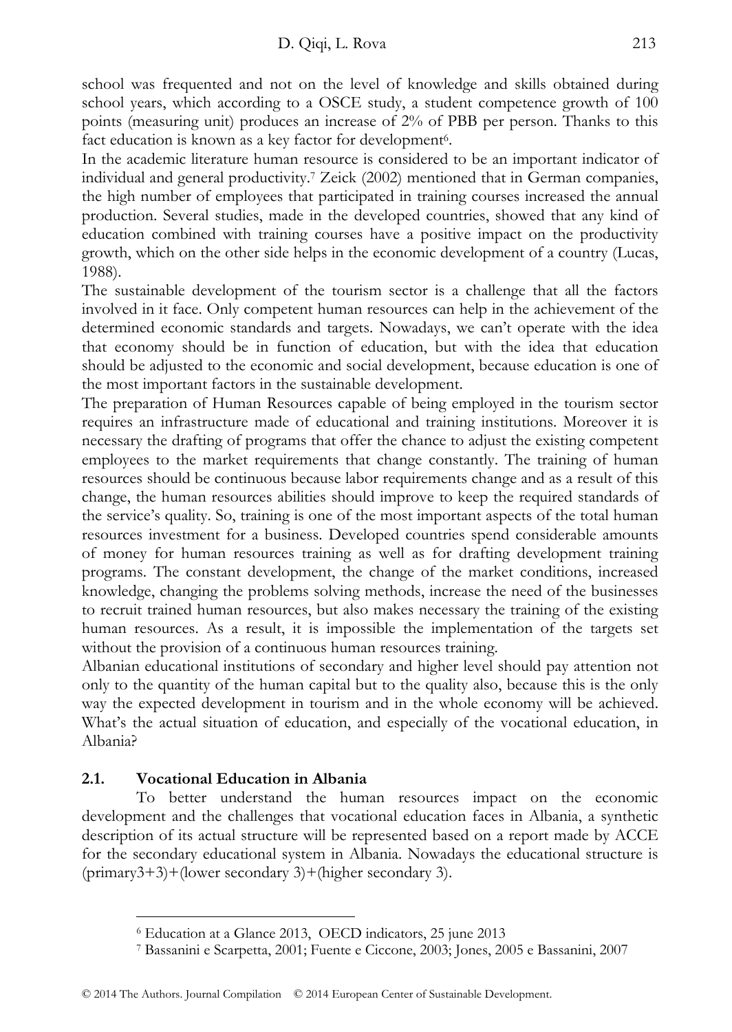school was frequented and not on the level of knowledge and skills obtained during school years, which according to a OSCE study, a student competence growth of 100 points (measuring unit) produces an increase of 2% of PBB per person. Thanks to this fact education is known as a key factor for development[6].

In the academic literature human resource is considered to be an important indicator of individual and general productivity.[7] Zeick (2002) mentioned that in German companies, the high number of employees that participated in training courses increased the annual production. Several studies, made in the developed countries, showed that any kind of education combined with training courses have a positive impact on the productivity growth, which on the other side helps in the economic development of a country (Lucas, 1988).

The sustainable development of the tourism sector is a challenge that all the factors involved in it face. Only competent human resources can help in the achievement of the determined economic standards and targets. Nowadays, we can't operate with the idea that economy should be in function of education, but with the idea that education should be adjusted to the economic and social development, because education is one of the most important factors in the sustainable development.

The preparation of Human Resources capable of being employed in the tourism sector requires an infrastructure made of educational and training institutions. Moreover it is necessary the drafting of programs that offer the chance to adjust the existing competent employees to the market requirements that change constantly. The training of human resources should be continuous because labor requirements change and as a result of this change, the human resources abilities should improve to keep the required standards of the service's quality. So, training is one of the most important aspects of the total human resources investment for a business. Developed countries spend considerable amounts of money for human resources training as well as for drafting development training programs. The constant development, the change of the market conditions, increased knowledge, changing the problems solving methods, increase the need of the businesses to recruit trained human resources, but also makes necessary the training of the existing human resources. As a result, it is impossible the implementation of the targets set without the provision of a continuous human resources training.

Albanian educational institutions of secondary and higher level should pay attention not only to the quantity of the human capital but to the quality also, because this is the only way the expected development in tourism and in the whole economy will be achieved. What's the actual situation of education, and especially of the vocational education, in Albania?

### 2.1. Vocational Education in Albania

To better understand the human resources impact on the economic development and the challenges that vocational education faces in Albania, a synthetic description of its actual structure will be represented based on a report made by ACCE for the secondary educational system in Albania. Nowadays the educational structure is (primary3+3)+(lower secondary 3)+(higher secondary 3).

---

[6] Education at a Glance 2013, OECD indicators, 25 june 2013

[7] Bassanini e Scarpetta, 2001; Fuente e Ciccone, 2003; Jones, 2005 e Bassanini, 2007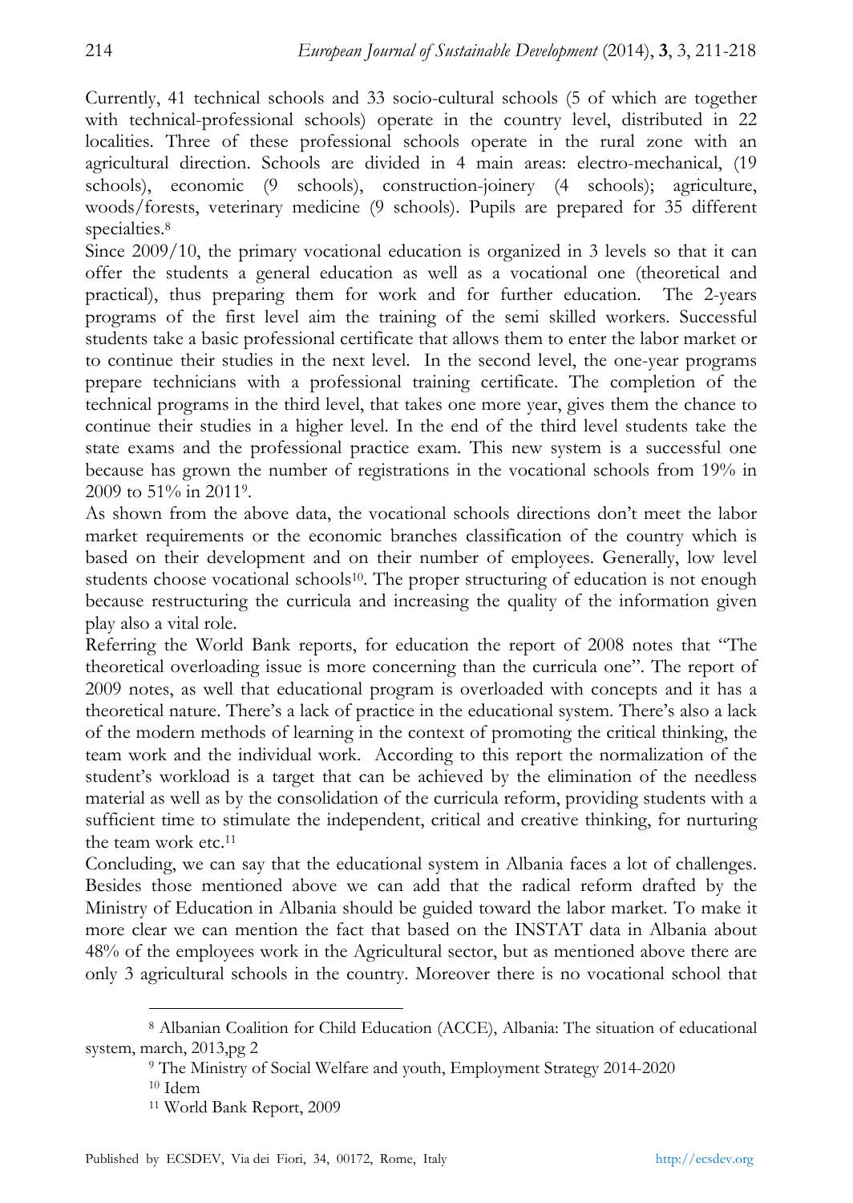Currently, 41 technical schools and 33 socio-cultural schools (5 of which are together with technical-professional schools) operate in the country level, distributed in 22 localities. Three of these professional schools operate in the rural zone with an agricultural direction. Schools are divided in 4 main areas: electro-mechanical, (19 schools), economic (9 schools), construction-joinery (4 schools); agriculture, woods/forests, veterinary medicine (9 schools). Pupils are prepared for 35 different specialties.[8]

Since 2009/10, the primary vocational education is organized in 3 levels so that it can offer the students a general education as well as a vocational one (theoretical and practical), thus preparing them for work and for further education. The 2-years programs of the first level aim the training of the semi skilled workers. Successful students take a basic professional certificate that allows them to enter the labor market or to continue their studies in the next level. In the second level, the one-year programs prepare technicians with a professional training certificate. The completion of the technical programs in the third level, that takes one more year, gives them the chance to continue their studies in a higher level. In the end of the third level students take the state exams and the professional practice exam. This new system is a successful one because has grown the number of registrations in the vocational schools from 19% in 2009 to 51% in 2011[9].

As shown from the above data, the vocational schools directions don't meet the labor market requirements or the economic branches classification of the country which is based on their development and on their number of employees. Generally, low level students choose vocational schools[10]. The proper structuring of education is not enough because restructuring the curricula and increasing the quality of the information given play also a vital role.

Referring the World Bank reports, for education the report of 2008 notes that "The theoretical overloading issue is more concerning than the curricula one". The report of 2009 notes, as well that educational program is overloaded with concepts and it has a theoretical nature. There's a lack of practice in the educational system. There's also a lack of the modern methods of learning in the context of promoting the critical thinking, the team work and the individual work. According to this report the normalization of the student's workload is a target that can be achieved by the elimination of the needless material as well as by the consolidation of the curricula reform, providing students with a sufficient time to stimulate the independent, critical and creative thinking, for nurturing the team work etc.[11]

Concluding, we can say that the educational system in Albania faces a lot of challenges. Besides those mentioned above we can add that the radical reform drafted by the Ministry of Education in Albania should be guided toward the labor market. To make it more clear we can mention the fact that based on the INSTAT data in Albania about 48% of the employees work in the Agricultural sector, but as mentioned above there are only 3 agricultural schools in the country. Moreover there is no vocational school that

---

[8] Albanian Coalition for Child Education (ACCE), Albania: The situation of educational system, march, 2013,pg 2

[9] The Ministry of Social Welfare and youth, Employment Strategy 2014-2020

[10] Idem

[11] World Bank Report, 2009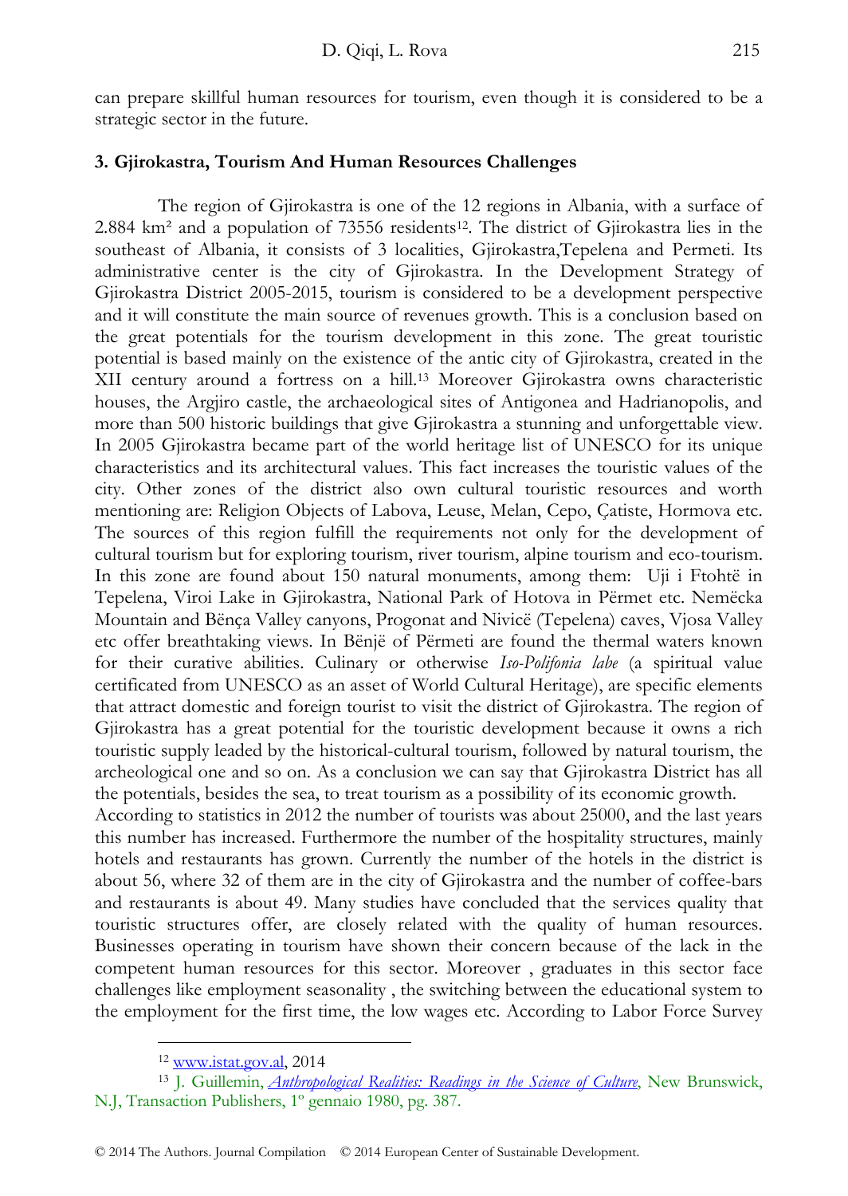can prepare skillful human resources for tourism, even though it is considered to be a strategic sector in the future.

### 3. Gjirokastra, Tourism And Human Resources Challenges

The region of Gjirokastra is one of the 12 regions in Albania, with a surface of 2.884 km² and a population of 73556 residents[12]. The district of Gjirokastra lies in the southeast of Albania, it consists of 3 localities, Gjirokastra,Tepelena and Permeti. Its administrative center is the city of Gjirokastra. In the Development Strategy of Gjirokastra District 2005-2015, tourism is considered to be a development perspective and it will constitute the main source of revenues growth. This is a conclusion based on the great potentials for the tourism development in this zone. The great touristic potential is based mainly on the existence of the antic city of Gjirokastra, created in the XII century around a fortress on a hill.[13] Moreover Gjirokastra owns characteristic houses, the Argjiro castle, the archaeological sites of Antigonea and Hadrianopolis, and more than 500 historic buildings that give Gjirokastra a stunning and unforgettable view. In 2005 Gjirokastra became part of the world heritage list of UNESCO for its unique characteristics and its architectural values. This fact increases the touristic values of the city. Other zones of the district also own cultural touristic resources and worth mentioning are: Religion Objects of Labova, Leuse, Melan, Cepo, Çatiste, Hormova etc. The sources of this region fulfill the requirements not only for the development of cultural tourism but for exploring tourism, river tourism, alpine tourism and eco-tourism. In this zone are found about 150 natural monuments, among them: Uji i Ftohtë in Tepelena, Viroi Lake in Gjirokastra, National Park of Hotova in Përmet etc. Nemëcka Mountain and Bënça Valley canyons, Progonat and Nivicë (Tepelena) caves, Vjosa Valley etc offer breathtaking views. In Bënjë of Përmeti are found the thermal waters known for their curative abilities. Culinary or otherwise *Iso-Polifonia labe* (a spiritual value certificated from UNESCO as an asset of World Cultural Heritage), are specific elements that attract domestic and foreign tourist to visit the district of Gjirokastra. The region of Gjirokastra has a great potential for the touristic development because it owns a rich touristic supply leaded by the historical-cultural tourism, followed by natural tourism, the archeological one and so on. As a conclusion we can say that Gjirokastra District has all the potentials, besides the sea, to treat tourism as a possibility of its economic growth.

According to statistics in 2012 the number of tourists was about 25000, and the last years this number has increased. Furthermore the number of the hospitality structures, mainly hotels and restaurants has grown. Currently the number of the hotels in the district is about 56, where 32 of them are in the city of Gjirokastra and the number of coffee-bars and restaurants is about 49. Many studies have concluded that the services quality that touristic structures offer, are closely related with the quality of human resources. Businesses operating in tourism have shown their concern because of the lack in the competent human resources for this sector. Moreover , graduates in this sector face challenges like employment seasonality , the switching between the educational system to the employment for the first time, the low wages etc. According to Labor Force Survey

---

[12] www.istat.gov.al, 2014

[13] J. Guillemin, *Anthropological Realities: Readings in the Science of Culture*, New Brunswick, N.J, Transaction Publishers, 1º gennaio 1980, pg. 387.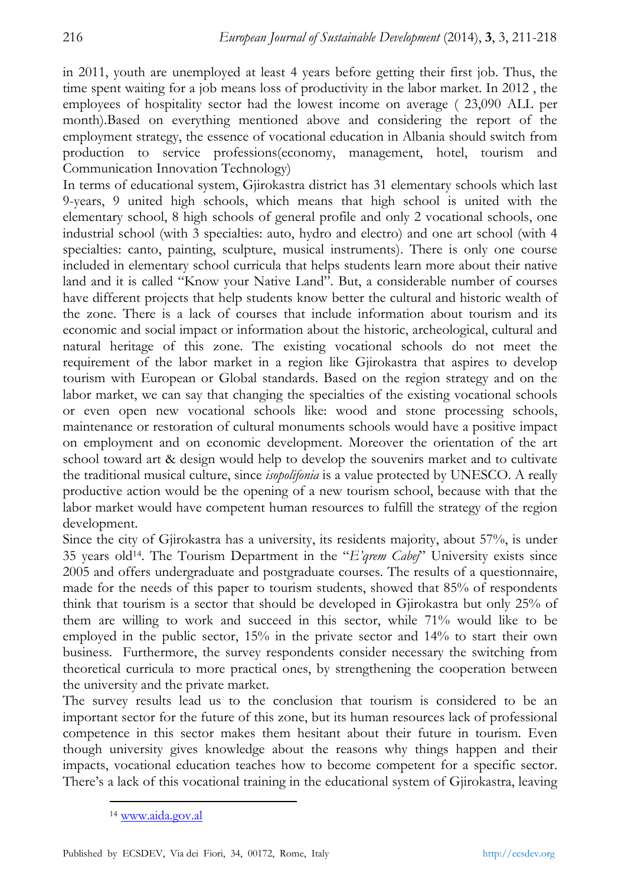in 2011, youth are unemployed at least 4 years before getting their first job. Thus, the time spent waiting for a job means loss of productivity in the labor market. In 2012 , the employees of hospitality sector had the lowest income on average ( 23,090 ALL per month).Based on everything mentioned above and considering the report of the employment strategy, the essence of vocational education in Albania should switch from production to service professions(economy, management, hotel, tourism and Communication Innovation Technology)

In terms of educational system, Gjirokastra district has 31 elementary schools which last 9-years, 9 united high schools, which means that high school is united with the elementary school, 8 high schools of general profile and only 2 vocational schools, one industrial school (with 3 specialties: auto, hydro and electro) and one art school (with 4 specialties: canto, painting, sculpture, musical instruments). There is only one course included in elementary school curricula that helps students learn more about their native land and it is called "Know your Native Land". But, a considerable number of courses have different projects that help students know better the cultural and historic wealth of the zone. There is a lack of courses that include information about tourism and its economic and social impact or information about the historic, archeological, cultural and natural heritage of this zone. The existing vocational schools do not meet the requirement of the labor market in a region like Gjirokastra that aspires to develop tourism with European or Global standards. Based on the region strategy and on the labor market, we can say that changing the specialties of the existing vocational schools or even open new vocational schools like: wood and stone processing schools, maintenance or restoration of cultural monuments schools would have a positive impact on employment and on economic development. Moreover the orientation of the art school toward art & design would help to develop the souvenirs market and to cultivate the traditional musical culture, since *isopolifonia* is a value protected by UNESCO. A really productive action would be the opening of a new tourism school, because with that the labor market would have competent human resources to fulfill the strategy of the region development.

Since the city of Gjirokastra has a university, its residents majority, about 57%, is under 35 years old[14]. The Tourism Department in the "*E'qrem Cabej*" University exists since 2005 and offers undergraduate and postgraduate courses. The results of a questionnaire, made for the needs of this paper to tourism students, showed that 85% of respondents think that tourism is a sector that should be developed in Gjirokastra but only 25% of them are willing to work and succeed in this sector, while 71% would like to be employed in the public sector, 15% in the private sector and 14% to start their own business. Furthermore, the survey respondents consider necessary the switching from theoretical curricula to more practical ones, by strengthening the cooperation between the university and the private market.

The survey results lead us to the conclusion that tourism is considered to be an important sector for the future of this zone, but its human resources lack of professional competence in this sector makes them hesitant about their future in tourism. Even though university gives knowledge about the reasons why things happen and their impacts, vocational education teaches how to become competent for a specific sector. There's a lack of this vocational training in the educational system of Gjirokastra, leaving

[14] www.aida.gov.al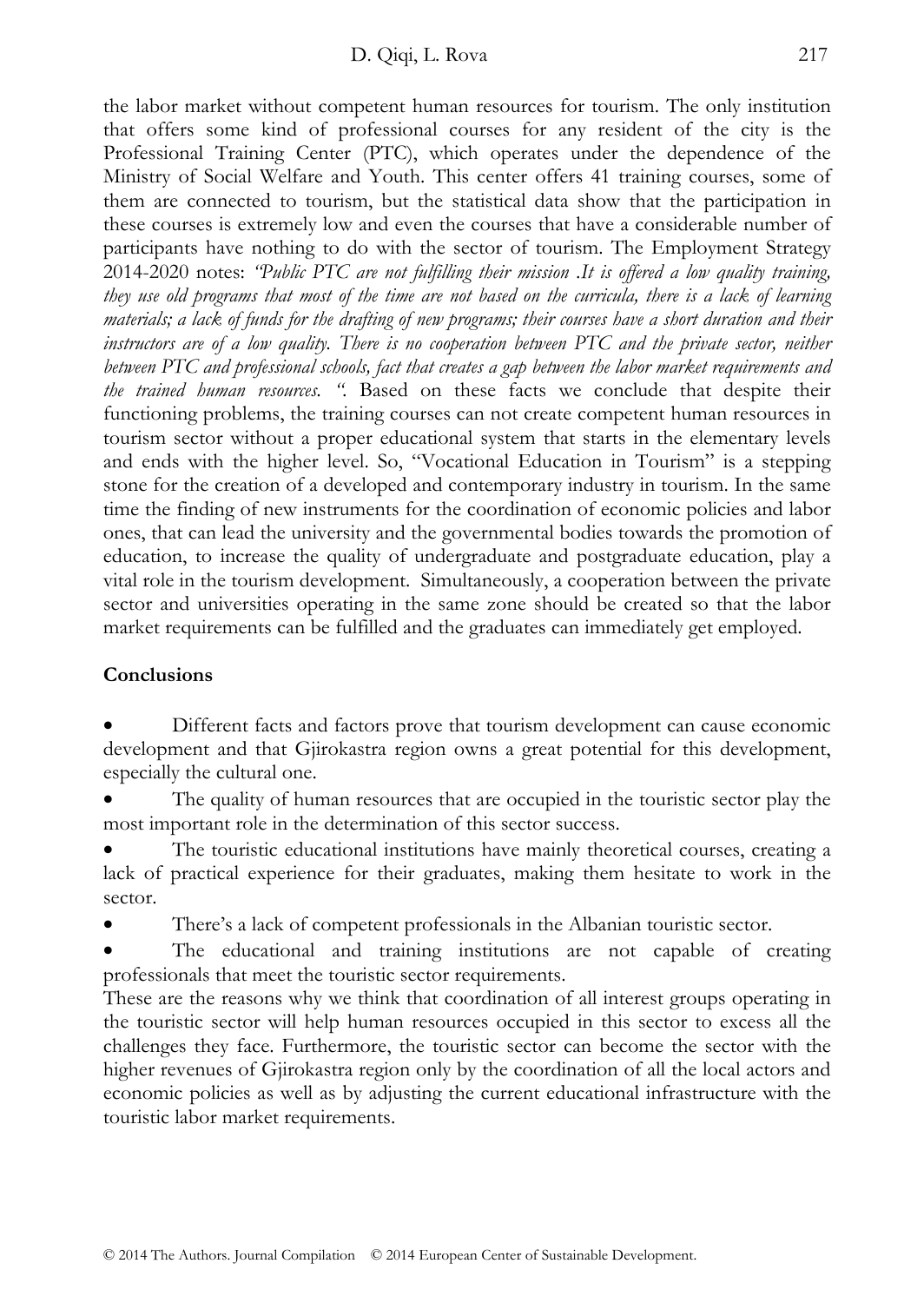the labor market without competent human resources for tourism. The only institution that offers some kind of professional courses for any resident of the city is the Professional Training Center (PTC), which operates under the dependence of the Ministry of Social Welfare and Youth. This center offers 41 training courses, some of them are connected to tourism, but the statistical data show that the participation in these courses is extremely low and even the courses that have a considerable number of participants have nothing to do with the sector of tourism. The Employment Strategy 2014-2020 notes: *"Public PTC are not fulfilling their mission .It is offered a low quality training, they use old programs that most of the time are not based on the curricula, there is a lack of learning materials; a lack of funds for the drafting of new programs; their courses have a short duration and their instructors are of a low quality. There is no cooperation between PTC and the private sector, neither between PTC and professional schools, fact that creates a gap between the labor market requirements and the trained human resources. ".* Based on these facts we conclude that despite their functioning problems, the training courses can not create competent human resources in tourism sector without a proper educational system that starts in the elementary levels and ends with the higher level. So, "Vocational Education in Tourism" is a stepping stone for the creation of a developed and contemporary industry in tourism. In the same time the finding of new instruments for the coordination of economic policies and labor ones, that can lead the university and the governmental bodies towards the promotion of education, to increase the quality of undergraduate and postgraduate education, play a vital role in the tourism development. Simultaneously, a cooperation between the private sector and universities operating in the same zone should be created so that the labor market requirements can be fulfilled and the graduates can immediately get employed.

## Conclusions

- Different facts and factors prove that tourism development can cause economic development and that Gjirokastra region owns a great potential for this development, especially the cultural one.
- The quality of human resources that are occupied in the touristic sector play the most important role in the determination of this sector success.
- The touristic educational institutions have mainly theoretical courses, creating a lack of practical experience for their graduates, making them hesitate to work in the sector.
- There's a lack of competent professionals in the Albanian touristic sector.
- The educational and training institutions are not capable of creating professionals that meet the touristic sector requirements.

These are the reasons why we think that coordination of all interest groups operating in the touristic sector will help human resources occupied in this sector to excess all the challenges they face. Furthermore, the touristic sector can become the sector with the higher revenues of Gjirokastra region only by the coordination of all the local actors and economic policies as well as by adjusting the current educational infrastructure with the touristic labor market requirements.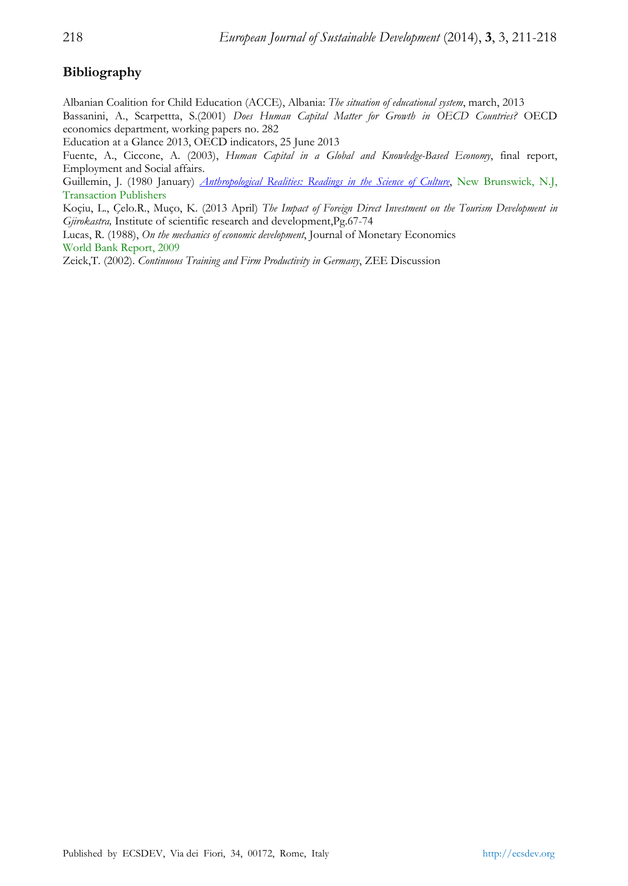## Bibliography

Albanian Coalition for Child Education (ACCE), Albania: *The situation of educational system*, march, 2013

Bassanini, A., Scarpettta, S.(2001) *Does Human Capital Matter for Growth in OECD Countries?* OECD economics department, working papers no. 282

Education at a Glance 2013, OECD indicators, 25 June 2013

Fuente, A., Ciccone, A. (2003), *Human Capital in a Global and Knowledge-Based Economy*, final report, Employment and Social affairs.

Guillemin, J. (1980 January) *Anthropological Realities: Readings in the Science of Culture*, New Brunswick, N.J, Transaction Publishers

Koçiu, L., Çelo.R., Muço, K. (2013 April) *The Impact of Foreign Direct Investment on the Tourism Development in Gjirokastra,* Institute of scientific research and development,Pg.67-74

Lucas, R. (1988), *On the mechanics of economic development*, Journal of Monetary Economics

World Bank Report, 2009

Zeick,T. (2002). *Continuous Training and Firm Productivity in Germany*, ZEE Discussion